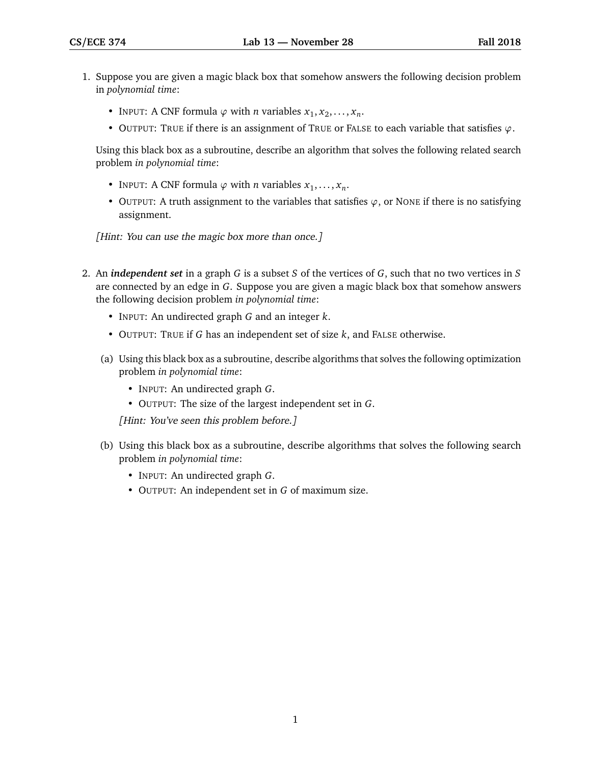1. Suppose you are given a magic black box that somehow answers the following decision problem in *polynomial time*:

   - INPUT: A CNF formula $\varphi$ with $n$ variables $x_1, x_2, \ldots, x_n$.
   - OUTPUT: TRUE if there is an assignment of TRUE or FALSE to each variable that satisfies $\varphi$.

   Using this black box as a subroutine, describe an algorithm that solves the following related search problem *in polynomial time*:

   - INPUT: A CNF formula $\varphi$ with $n$ variables $x_1, \ldots, x_n$.
   - OUTPUT: A truth assignment to the variables that satisfies $\varphi$, or NONE if there is no satisfying assignment.

   *[Hint: You can use the magic box more than once.]*

2. An ***independent set*** in a graph $G$ is a subset $S$ of the vertices of $G$, such that no two vertices in $S$ are connected by an edge in $G$. Suppose you are given a magic black box that somehow answers the following decision problem *in polynomial time*:

   - INPUT: An undirected graph $G$ and an integer $k$.
   - OUTPUT: TRUE if $G$ has an independent set of size $k$, and FALSE otherwise.

   (a) Using this black box as a subroutine, describe algorithms that solves the following optimization problem *in polynomial time*:

   - INPUT: An undirected graph $G$.
   - OUTPUT: The size of the largest independent set in $G$.

   *[Hint: You've seen this problem before.]*

   (b) Using this black box as a subroutine, describe algorithms that solves the following search problem *in polynomial time*:

   - INPUT: An undirected graph $G$.
   - OUTPUT: An independent set in $G$ of maximum size.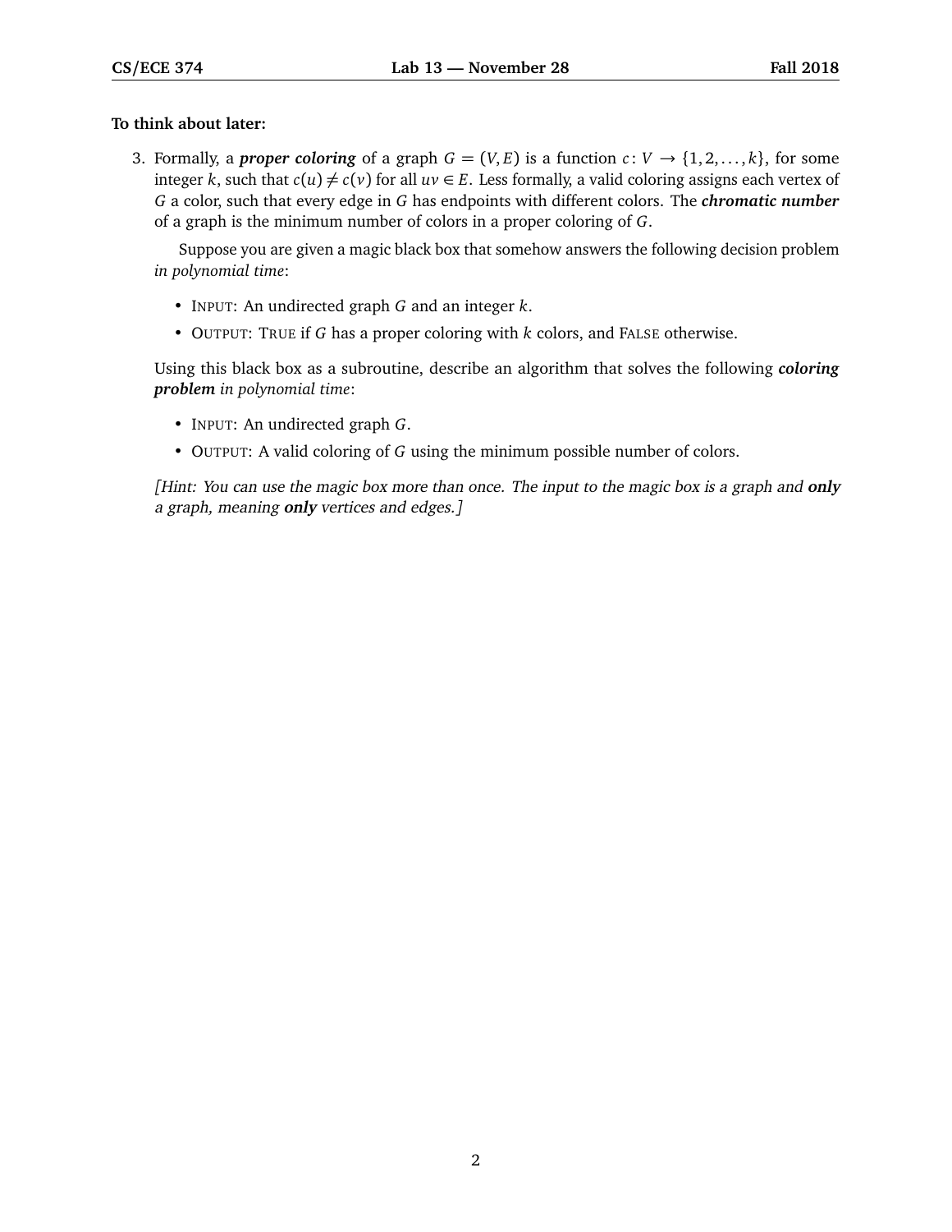**To think about later:**

3. Formally, a ***proper coloring*** of a graph $G = (V, E)$ is a function $c \colon V \to \{1, 2, \ldots, k\}$, for some integer $k$, such that $c(u) \neq c(v)$ for all $uv \in E$. Less formally, a valid coloring assigns each vertex of $G$ a color, such that every edge in $G$ has endpoints with different colors. The ***chromatic number*** of a graph is the minimum number of colors in a proper coloring of $G$.

   Suppose you are given a magic black box that somehow answers the following decision problem *in polynomial time*:

   - INPUT: An undirected graph $G$ and an integer $k$.
   - OUTPUT: TRUE if $G$ has a proper coloring with $k$ colors, and FALSE otherwise.

   Using this black box as a subroutine, describe an algorithm that solves the following ***coloring problem*** *in polynomial time*:

   - INPUT: An undirected graph $G$.
   - OUTPUT: A valid coloring of $G$ using the minimum possible number of colors.

   *[Hint: You can use the magic box more than once. The input to the magic box is a graph and **only** a graph, meaning **only** vertices and edges.]*